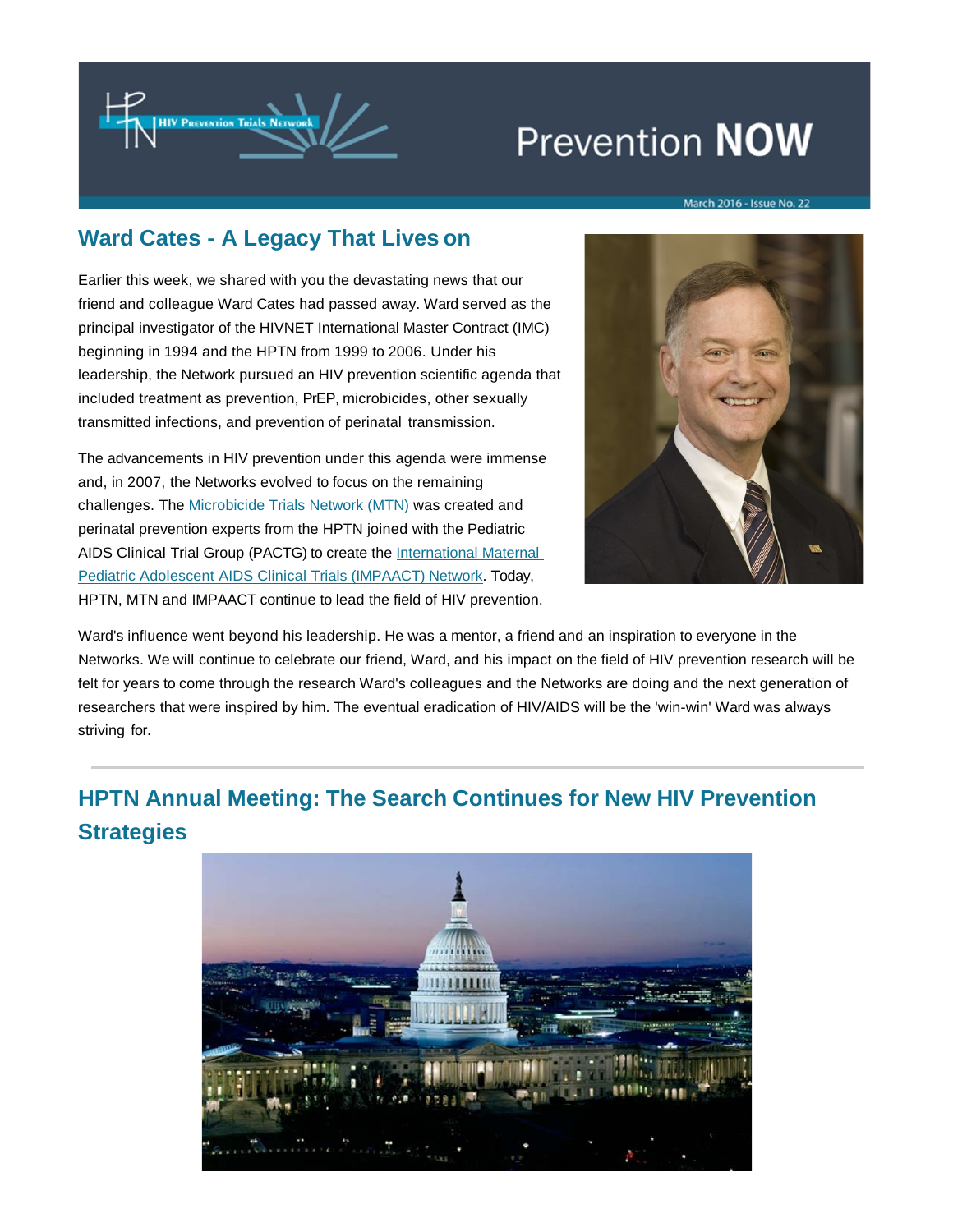Prevention **NOW**

March 2016 - Issue No. 22

## Ward Cates - A Legacy That Lives on

Earlier this week, we shared with you the devastating news that our friend and colleague Ward Cates had passed away. Ward served as the principal investigator of the HIVNET International Master Contract (IMC) beginning in 1994 and the HPTN from 1999 to 2006. Under his leadership, the Network pursued an HIV prevention scientific agenda that included treatment as prevention, PrEP, microbicides, other sexually transmitted infections, and prevention of perinatal transmission.

The advancements in HIV prevention under this agenda were immense and, in 2007, the Networks evolved to focus on the remaining challenges. The Microbicide Trials Network (MTN) was created and perinatal prevention experts from the HPTN joined with the Pediatric AIDS Clinical Trial Group (PACTG) to create the International Maternal Pediatric Adolescent AIDS Clinical Trials (IMPAACT) Network. Today, HPTN, MTN and IMPAACT continue to lead the field of HIV prevention.

Ward's influence went beyond his leadership. He was a mentor, a friend and an inspiration to everyone in the Networks. We will continue to celebrate our friend, Ward, and his impact on the field of HIV prevention research will be felt for years to come through the research Ward's colleagues and the Networks are doing and the next generation of researchers that were inspired by him. The eventual eradication of HIV/AIDS will be the 'win-win' Ward was always striving for.

## HPTN Annual Meeting: The Search Continues for New HIV Prevention Strategies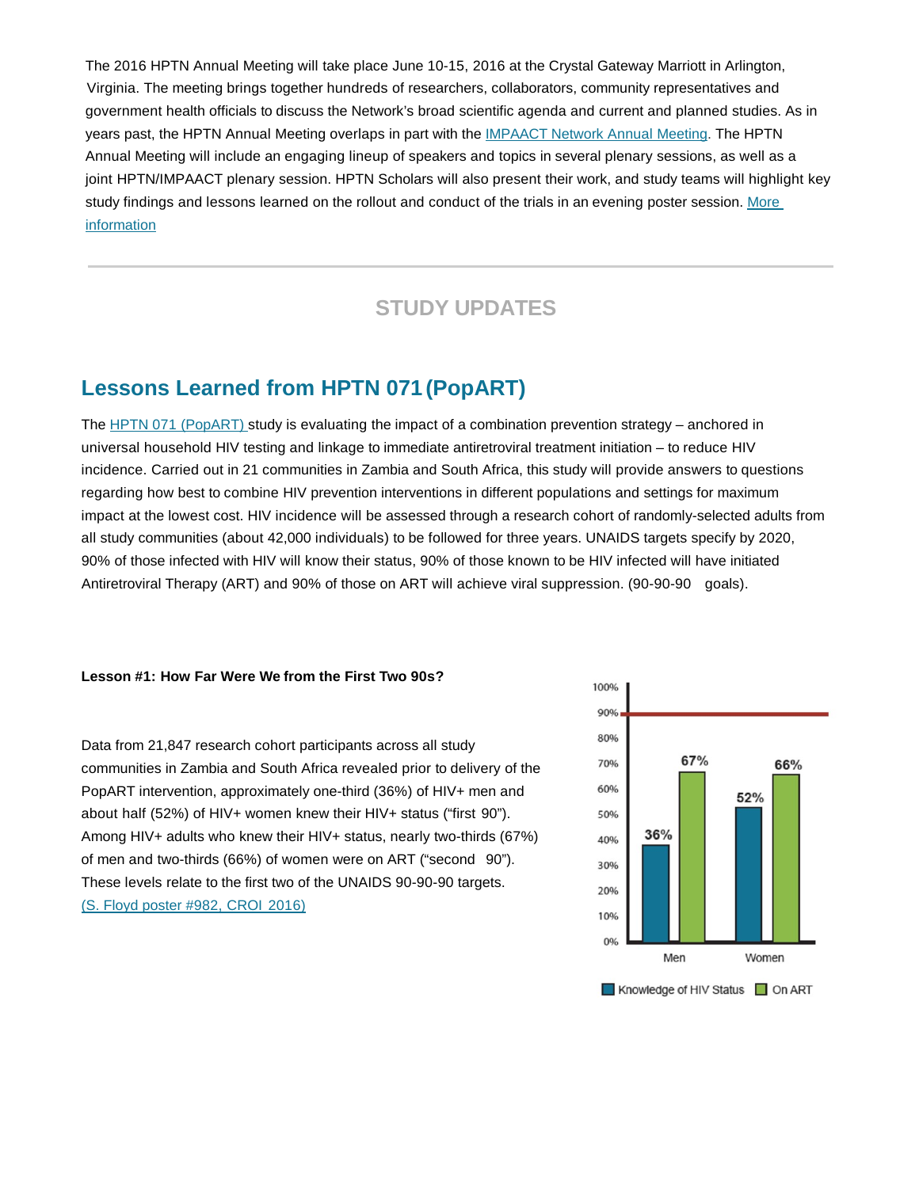The 2016 HPTN Annual Meeting will take place June 10-15, 2016 at the Crystal Gateway Marriott in Arlington, Virginia. The meeting brings together hundreds of researchers, collaborators, community representatives and government health officials to discuss the Network's broad scientific agenda and current and planned studies. As in years past, the HPTN Annual Meeting overlaps in part with the IMPAACT Network Annual Meeting. The HPTN Annual Meeting will include an engaging lineup of speakers and topics in several plenary sessions, as well as a joint HPTN/IMPAACT plenary session. HPTN Scholars will also present their work, and study teams will highlight key study findings and lessons learned on the rollout and conduct of the trials in an evening poster session. More information

---

## STUDY UPDATES

## Lessons Learned from HPTN 071 (PopART)

The HPTN 071 (PopART) study is evaluating the impact of a combination prevention strategy – anchored in universal household HIV testing and linkage to immediate antiretroviral treatment initiation – to reduce HIV incidence. Carried out in 21 communities in Zambia and South Africa, this study will provide answers to questions regarding how best to combine HIV prevention interventions in different populations and settings for maximum impact at the lowest cost. HIV incidence will be assessed through a research cohort of randomly-selected adults from all study communities (about 42,000 individuals) to be followed for three years. UNAIDS targets specify by 2020, 90% of those infected with HIV will know their status, 90% of those known to be HIV infected will have initiated Antiretroviral Therapy (ART) and 90% of those on ART will achieve viral suppression. (90-90-90 goals).

**Lesson #1: How Far Were We from the First Two 90s?**

Data from 21,847 research cohort participants across all study communities in Zambia and South Africa revealed prior to delivery of the PopART intervention, approximately one-third (36%) of HIV+ men and about half (52%) of HIV+ women knew their HIV+ status ("first 90"). Among HIV+ adults who knew their HIV+ status, nearly two-thirds (67%) of men and two-thirds (66%) of women were on ART ("second 90"). These levels relate to the first two of the UNAIDS 90-90-90 targets. (S. Floyd poster #982, CROI 2016)

| | Knowledge of HIV Status | On ART |
|---|---|---|
| Men | 36% | 67% |
| Women | 52% | 66% |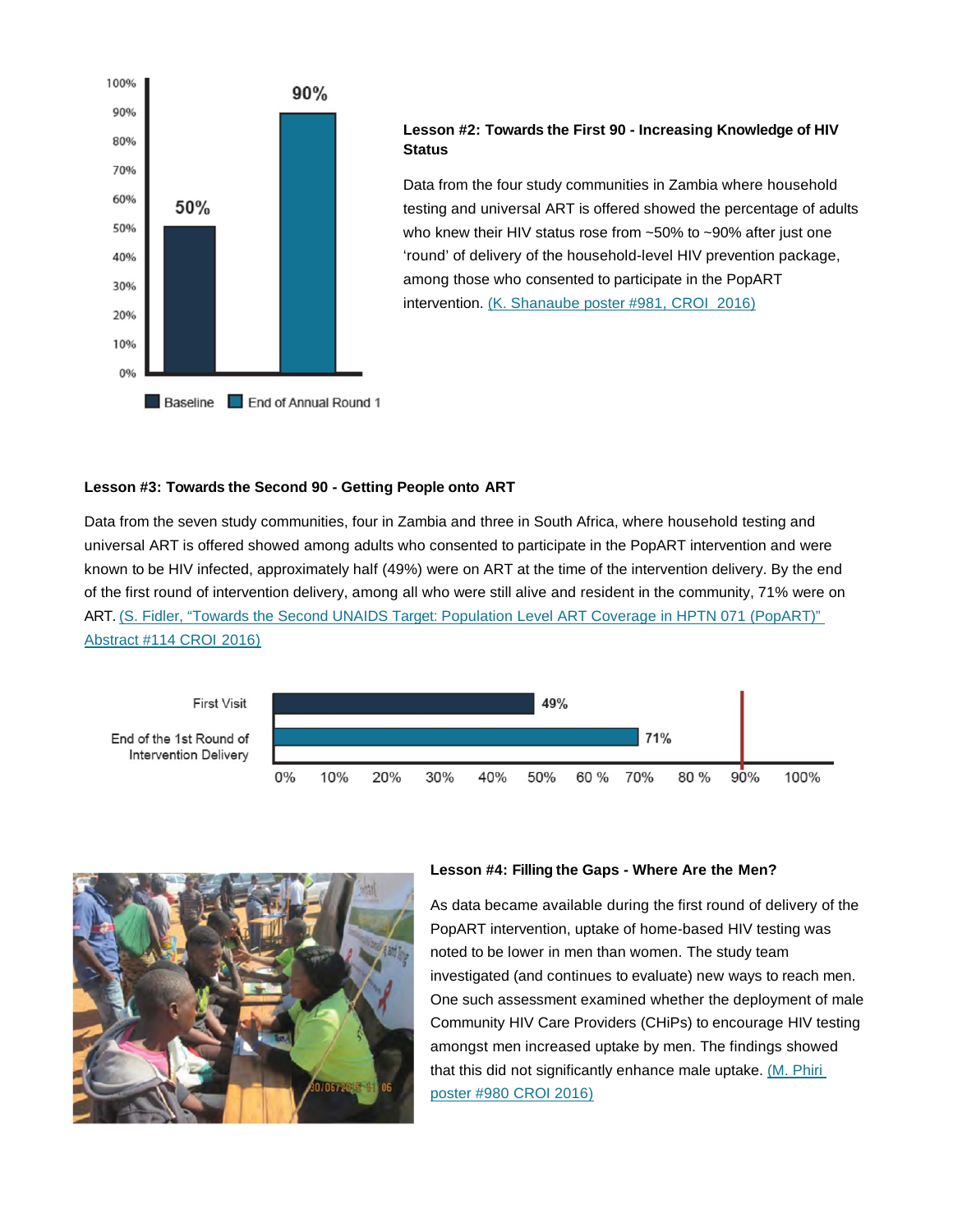### Lesson #2: Towards the First 90 - Increasing Knowledge of HIV Status

Data from the four study communities in Zambia where household testing and universal ART is offered showed the percentage of adults who knew their HIV status rose from ~50% to ~90% after just one 'round' of delivery of the household-level HIV prevention package, among those who consented to participate in the PopART intervention. (K. Shanaube poster #981, CROI 2016)

### Lesson #3: Towards the Second 90 - Getting People onto ART

Data from the seven study communities, four in Zambia and three in South Africa, where household testing and universal ART is offered showed among adults who consented to participate in the PopART intervention and were known to be HIV infected, approximately half (49%) were on ART at the time of the intervention delivery. By the end of the first round of intervention delivery, among all who were still alive and resident in the community, 71% were on ART. (S. Fidler, "Towards the Second UNAIDS Target: Population Level ART Coverage in HPTN 071 (PopART)" Abstract #114 CROI 2016)

### Lesson #4: Filling the Gaps - Where Are the Men?

As data became available during the first round of delivery of the PopART intervention, uptake of home-based HIV testing was noted to be lower in men than women. The study team investigated (and continues to evaluate) new ways to reach men. One such assessment examined whether the deployment of male Community HIV Care Providers (CHiPs) to encourage HIV testing amongst men increased uptake by men. The findings showed that this did not significantly enhance male uptake. (M. Phiri poster #980 CROI 2016)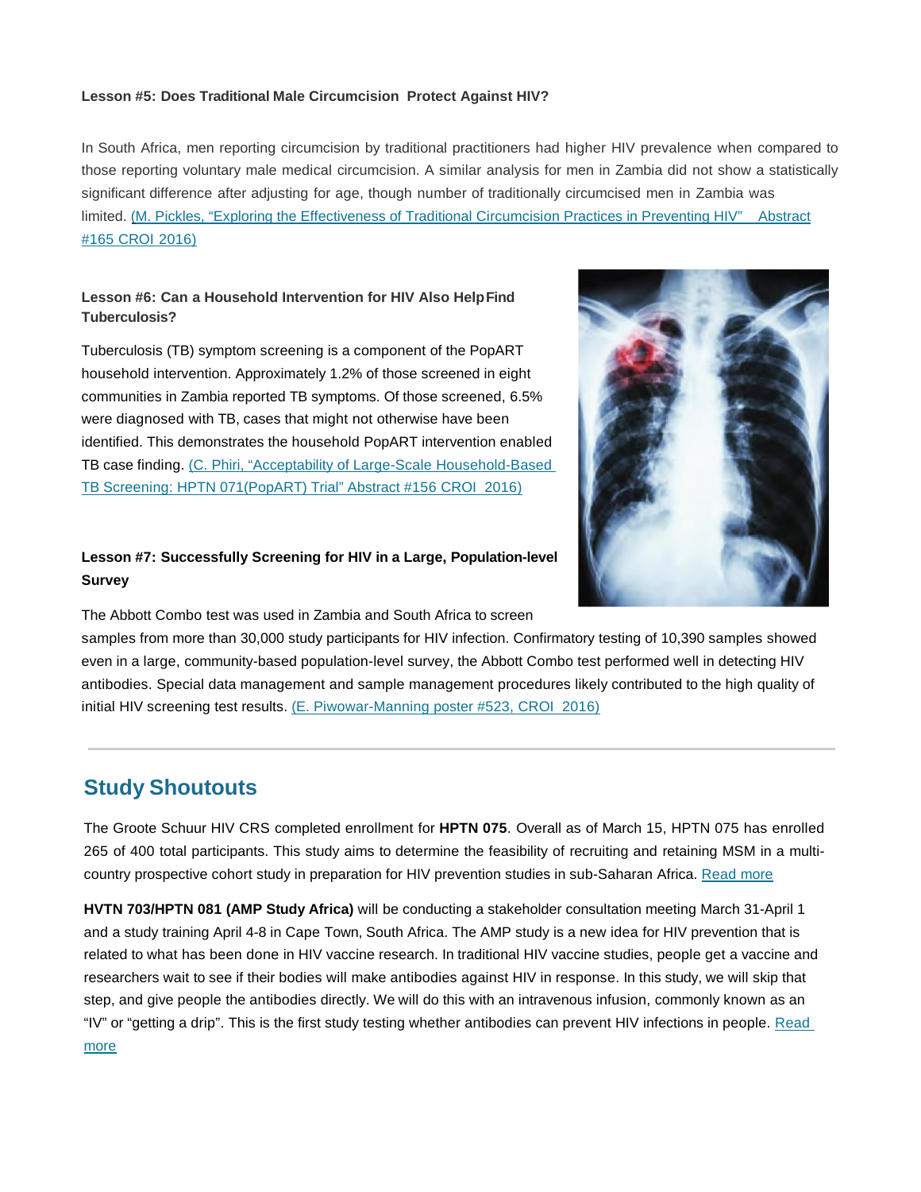**Lesson #5: Does Traditional Male Circumcision Protect Against HIV?**

In South Africa, men reporting circumcision by traditional practitioners had higher HIV prevalence when compared to those reporting voluntary male medical circumcision. A similar analysis for men in Zambia did not show a statistically significant difference after adjusting for age, though number of traditionally circumcised men in Zambia was limited. (M. Pickles, "Exploring the Effectiveness of Traditional Circumcision Practices in Preventing HIV" Abstract #165 CROI 2016)

**Lesson #6: Can a Household Intervention for HIV Also Help Find Tuberculosis?**

Tuberculosis (TB) symptom screening is a component of the PopART household intervention. Approximately 1.2% of those screened in eight communities in Zambia reported TB symptoms. Of those screened, 6.5% were diagnosed with TB, cases that might not otherwise have been identified. This demonstrates the household PopART intervention enabled TB case finding. (C. Phiri, "Acceptability of Large-Scale Household-Based TB Screening: HPTN 071(PopART) Trial" Abstract #156 CROI 2016)

**Lesson #7: Successfully Screening for HIV in a Large, Population-level Survey**

The Abbott Combo test was used in Zambia and South Africa to screen samples from more than 30,000 study participants for HIV infection. Confirmatory testing of 10,390 samples showed even in a large, community-based population-level survey, the Abbott Combo test performed well in detecting HIV antibodies. Special data management and sample management procedures likely contributed to the high quality of initial HIV screening test results. (E. Piwowar-Manning poster #523, CROI 2016)

---

## Study Shoutouts

The Groote Schuur HIV CRS completed enrollment for **HPTN 075**. Overall as of March 15, HPTN 075 has enrolled 265 of 400 total participants. This study aims to determine the feasibility of recruiting and retaining MSM in a multi-country prospective cohort study in preparation for HIV prevention studies in sub-Saharan Africa. Read more

**HVTN 703/HPTN 081 (AMP Study Africa)** will be conducting a stakeholder consultation meeting March 31-April 1 and a study training April 4-8 in Cape Town, South Africa. The AMP study is a new idea for HIV prevention that is related to what has been done in HIV vaccine research. In traditional HIV vaccine studies, people get a vaccine and researchers wait to see if their bodies will make antibodies against HIV in response. In this study, we will skip that step, and give people the antibodies directly. We will do this with an intravenous infusion, commonly known as an "IV" or "getting a drip". This is the first study testing whether antibodies can prevent HIV infections in people. Read more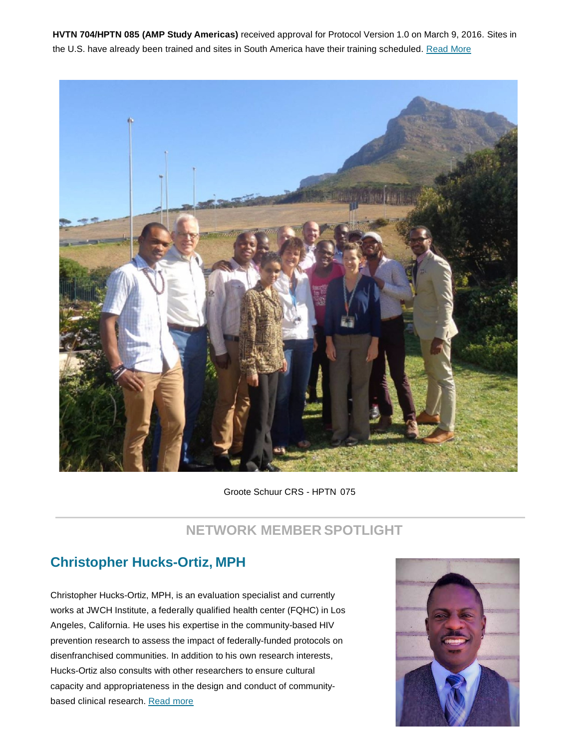**HVTN 704/HPTN 085 (AMP Study Americas)** received approval for Protocol Version 1.0 on March 9, 2016. Sites in the U.S. have already been trained and sites in South America have their training scheduled. [Read More]

Groote Schuur CRS - HPTN 075

## NETWORK MEMBER SPOTLIGHT

### Christopher Hucks-Ortiz, MPH

Christopher Hucks-Ortiz, MPH, is an evaluation specialist and currently works at JWCH Institute, a federally qualified health center (FQHC) in Los Angeles, California. He uses his expertise in the community-based HIV prevention research to assess the impact of federally-funded protocols on disenfranchised communities. In addition to his own research interests, Hucks-Ortiz also consults with other researchers to ensure cultural capacity and appropriateness in the design and conduct of community-based clinical research. [Read more]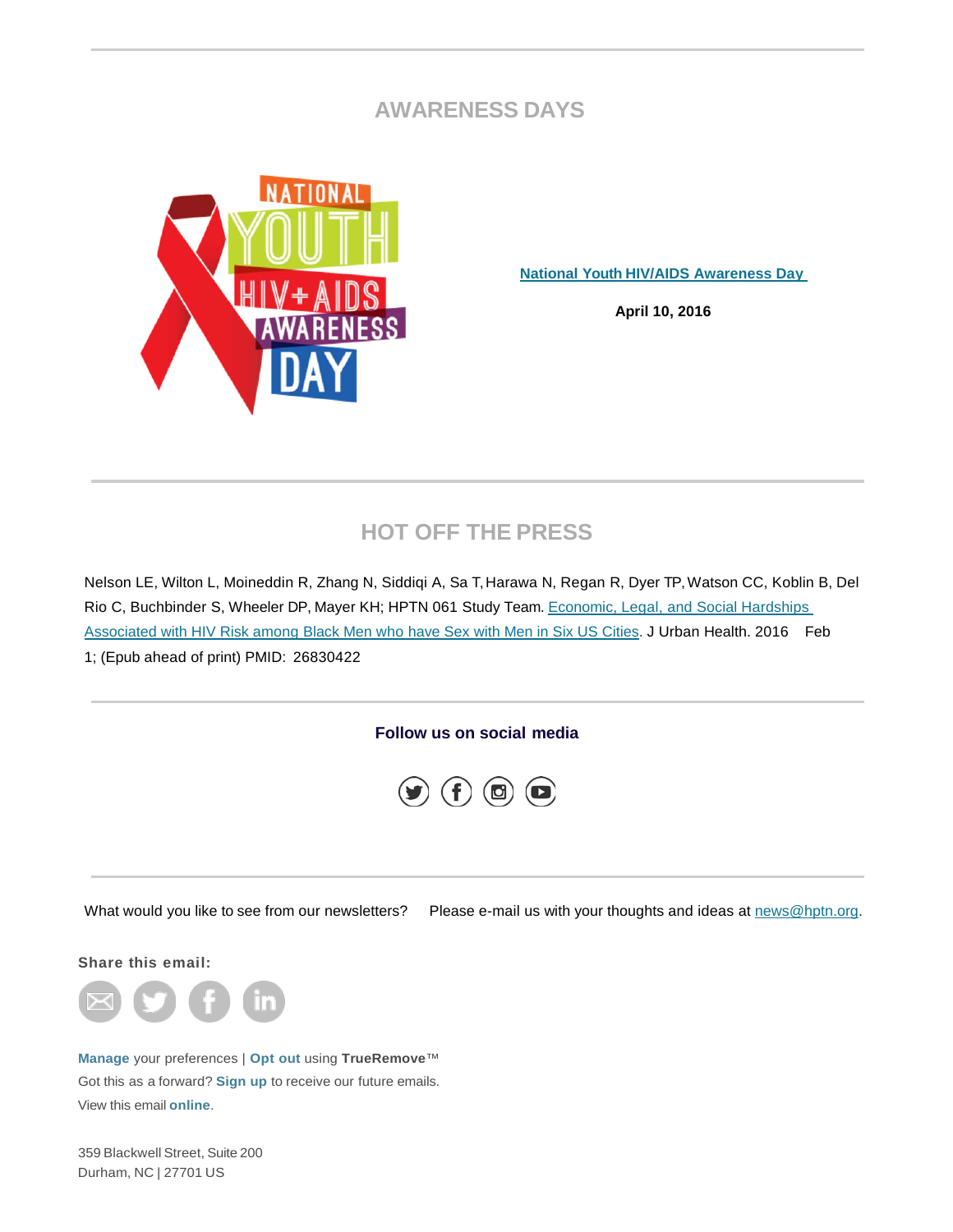## AWARENESS DAYS

[National Youth HIV/AIDS Awareness Day](#)

**April 10, 2016**

## HOT OFF THE PRESS

Nelson LE, Wilton L, Moineddin R, Zhang N, Siddiqi A, Sa T, Harawa N, Regan R, Dyer TP, Watson CC, Koblin B, Del Rio C, Buchbinder S, Wheeler DP, Mayer KH; HPTN 061 Study Team. [Economic, Legal, and Social Hardships Associated with HIV Risk among Black Men who have Sex with Men in Six US Cities](#). J Urban Health. 2016 Feb 1; (Epub ahead of print) PMID: 26830422

**Follow us on social media**

What would you like to see from our newsletters? Please e-mail us with your thoughts and ideas at news@hptn.org.

**Share this email:**

**Manage** your preferences | **Opt out** using **TrueRemove**™
Got this as a forward? **Sign up** to receive our future emails.
View this email **online**.

359 Blackwell Street, Suite 200
Durham, NC | 27701 US